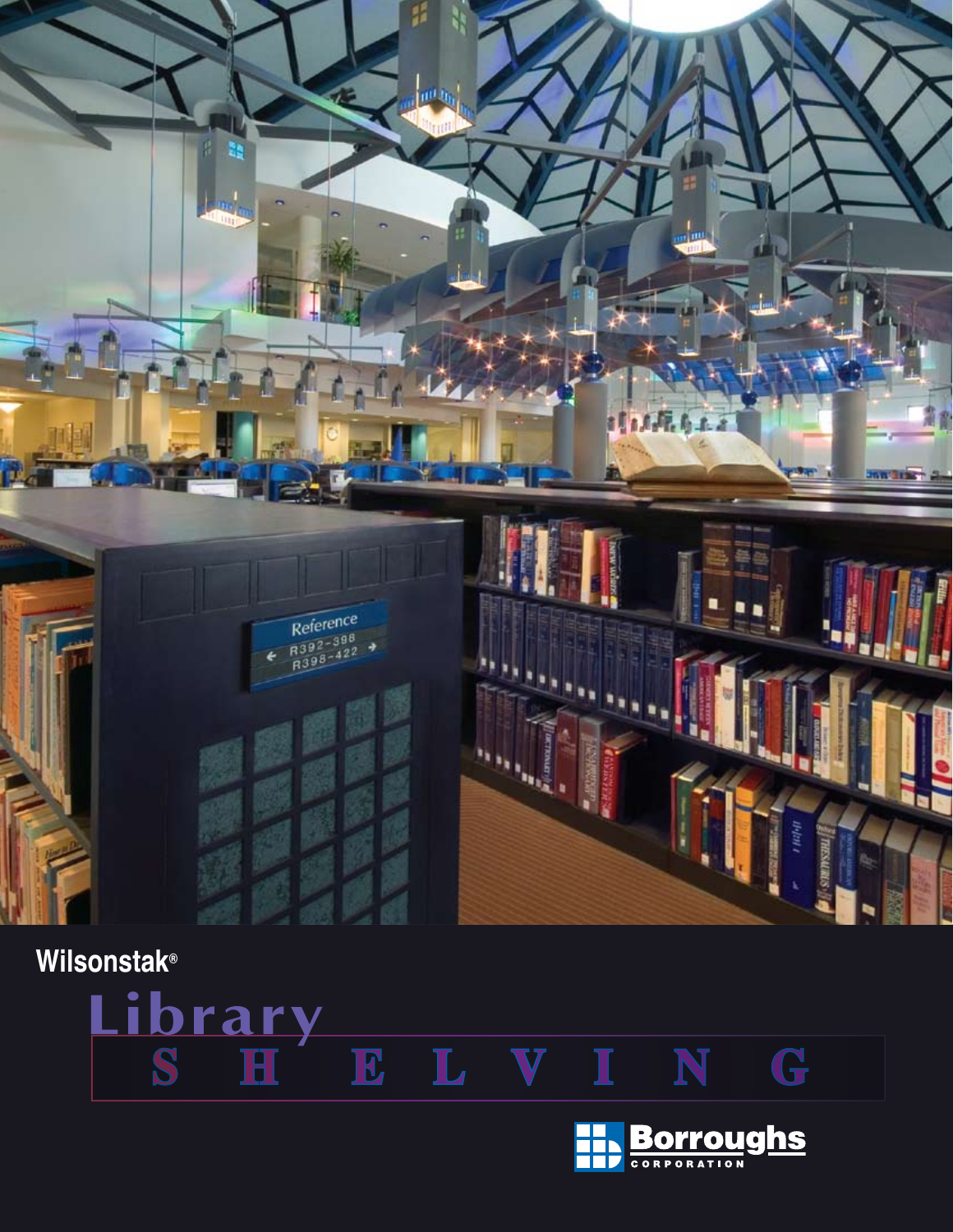Wilsonstak®

# Library SHELVING

Borroughs CORPORATION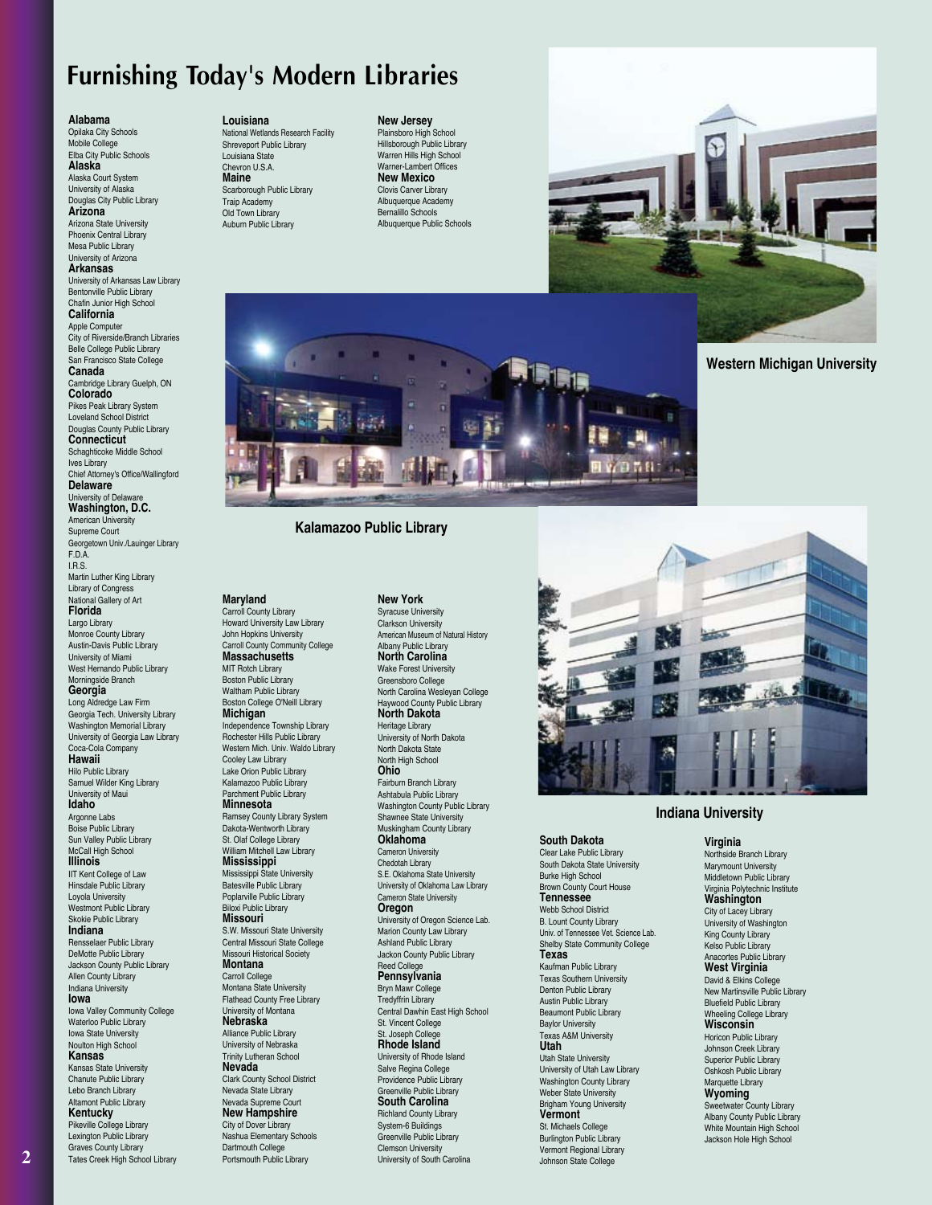# Furnishing Today's Modern Libraries

**Alabama**
Opilaka City Schools
Mobile College
Elba City Public Schools

**Alaska**
Alaska Court System
University of Alaska
Douglas City Public Library

**Arizona**
Arizona State University
Phoenix Central Library
Mesa Public Library
University of Arizona

**Arkansas**
University of Arkansas Law Library
Bentonville Public Library
Chafin Junior High School

**California**
Apple Computer
City of Riverside/Branch Libraries
Belle College Public Library
San Francisco State College

**Canada**
Cambridge Library Guelph, ON

**Colorado**
Pikes Peak Library System
Loveland School District
Douglas County Public Library

**Connecticut**
Schaghticoke Middle School
Ives Library
Chief Attorney's Office/Wallingford

**Delaware**
University of Delaware

**Washington, D.C.**
American University
Supreme Court
Georgetown Univ./Lauinger Library
F.D.A.
I.R.S.
Martin Luther King Library
Library of Congress
National Gallery of Art

**Florida**
Largo Library
Monroe County Library
Austin-Davis Public Library
University of Miami
West Hernando Public Library
Morningside Branch

**Georgia**
Long Aldredge Law Firm
Georgia Tech. University Library
Washington Memorial Library
University of Georgia Law Library
Coca-Cola Company

**Hawaii**
Hilo Public Library
Samuel Wilder King Library
University of Maui

**Idaho**
Argonne Labs
Boise Public Library
Sun Valley Public Library
McCall High School

**Illinois**
IIT Kent College of Law
Hinsdale Public Library
Loyola University
Westmont Public Library
Skokie Public Library

**Indiana**
Rensselaer Public Library
DeMotte Public Library
Jackson County Public Library
Allen County Library
Indiana University

**Iowa**
Iowa Valley Community College
Waterloo Public Library
Iowa State University
Noulton High School

**Kansas**
Kansas State University
Chanute Public Library
Lebo Branch Library
Altamont Public Library

**Kentucky**
Pikeville College Library
Lexington Public Library
Graves County Library
Tates Creek High School Library

**Louisiana**
National Wetlands Research Facility
Shreveport Public Library
Louisiana State
Chevron U.S.A.

**Maine**
Scarborough Public Library
Traip Academy
Old Town Library
Auburn Public Library

**New Jersey**
Plainsboro High School
Hillsborough Public Library
Warren Hills High School
Warner-Lambert Offices

**New Mexico**
Clovis Carver Library
Albuquerque Academy
Bernalillo Schools
Albuquerque Public Schools

Western Michigan University

Kalamazoo Public Library

**Maryland**
Carroll County Library
Howard University Law Library
John Hopkins University
Carroll County Community College

**Massachusetts**
MIT Rotch Library
Boston Public Library
Waltham Public Library
Boston College O'Neill Library

**Michigan**
Independence Township Library
Rochester Hills Public Library
Western Mich. Univ. Waldo Library
Cooley Law Library
Lake Orion Public Library
Kalamazoo Public Library
Parchment Public Library

**Minnesota**
Ramsey County Library System
Dakota-Wentworth Library
St. Olaf College Library
William Mitchell Law Library

**Mississippi**
Mississippi State University
Batesville Public Library
Poplarville Public Library
Biloxi Public Library

**Missouri**
S.W. Missouri State University
Central Missouri State College
Missouri Historical Society

**Montana**
Carroll College
Montana State University
Flathead County Free Library
University of Montana

**Nebraska**
Alliance Public Library
University of Nebraska
Trinity Lutheran School

**Nevada**
Clark County School District
Nevada State Library
Nevada Supreme Court

**New Hampshire**
City of Dover Library
Nashua Elementary Schools
Dartmouth College
Portsmouth Public Library

**New York**
Syracuse University
Clarkson University
American Museum of Natural History
Albany Public Library

**North Carolina**
Wake Forest University
Greensboro College
North Carolina Wesleyan College
Haywood County Public Library

**North Dakota**
Heritage Library
University of North Dakota
North Dakota State
North High School

**Ohio**
Fairburn Branch Library
Ashtabula Public Library
Washington County Public Library
Shawnee State University
Muskingham County Library

**Oklahoma**
Cameron University
Chedotah Library
S.E. Oklahoma State University
University of Oklahoma Law Library
Cameron State University

**Oregon**
University of Oregon Science Lab.
Marion County Law Library
Ashland Public Library
Jackon County Public Library
Reed College

**Pennsylvania**
Bryn Mawr College
Tredyffrin Library
Central Dawhin East High School
St. Vincent College
St. Joseph College

**Rhode Island**
University of Rhode Island
Salve Regina College
Providence Public Library
Greenville Public Library

**South Carolina**
Richland County Library
System-6 Buildings
Greenville Public Library
Clemson University
University of South Carolina

Indiana University

**South Dakota**
Clear Lake Public Library
South Dakota State University
Burke High School
Brown County Court House

**Tennessee**
Webb School District
B. Lount County Library
Univ. of Tennessee Vet. Science Lab.
Shelby State Community College

**Texas**
Kaufman Public Library
Texas Southern University
Denton Public Library
Austin Public Library
Beaumont Public Library
Baylor University
Texas A&M University

**Utah**
Utah State University
University of Utah Law Library
Washington County Library
Weber State University
Brigham Young University

**Vermont**
St. Michaels College
Burlington Public Library
Vermont Regional Library
Johnson State College

**Virginia**
Northside Branch Library
Marymount University
Middletown Public Library
Virginia Polytechnic Institute

**Washington**
City of Lacey Library
University of Washington
King County Library
Kelso Public Library
Anacortes Public Library

**West Virginia**
David & Elkins College
New Martinsville Public Library
Bluefield Public Library
Wheeling College Library

**Wisconsin**
Horicon Public Library
Johnson Creek Library
Superior Public Library
Oshkosh Public Library
Marquette Library

**Wyoming**
Sweetwater County Library
Albany County Public Library
White Mountain High School
Jackson Hole High School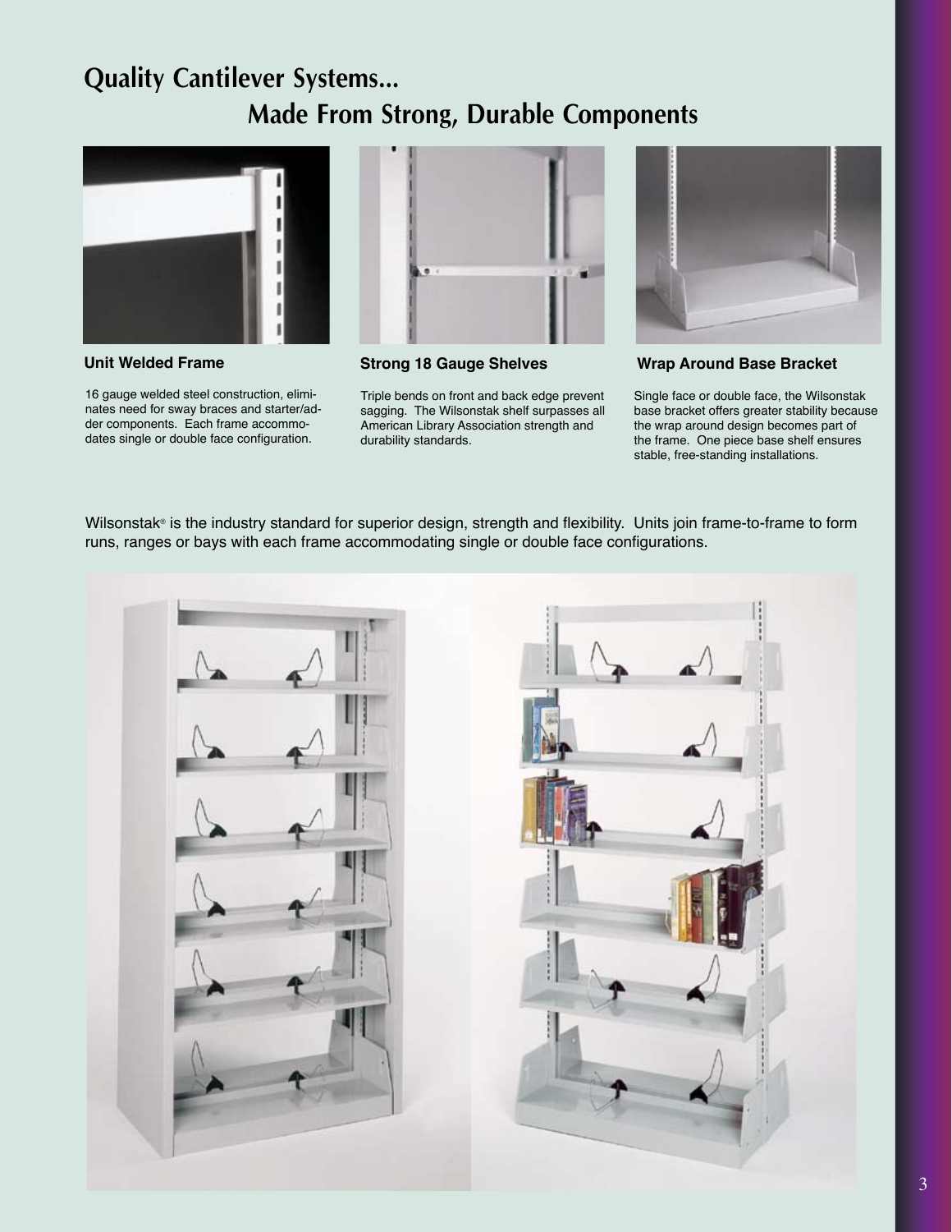# Quality Cantilever Systems...

## Made From Strong, Durable Components

**Unit Welded Frame**

16 gauge welded steel construction, eliminates need for sway braces and starter/adder components. Each frame accommodates single or double face configuration.

**Strong 18 Gauge Shelves**

Triple bends on front and back edge prevent sagging. The Wilsonstak shelf surpasses all American Library Association strength and durability standards.

**Wrap Around Base Bracket**

Single face or double face, the Wilsonstak base bracket offers greater stability because the wrap around design becomes part of the frame. One piece base shelf ensures stable, free-standing installations.

Wilsonstak® is the industry standard for superior design, strength and flexibility. Units join frame-to-frame to form runs, ranges or bays with each frame accommodating single or double face configurations.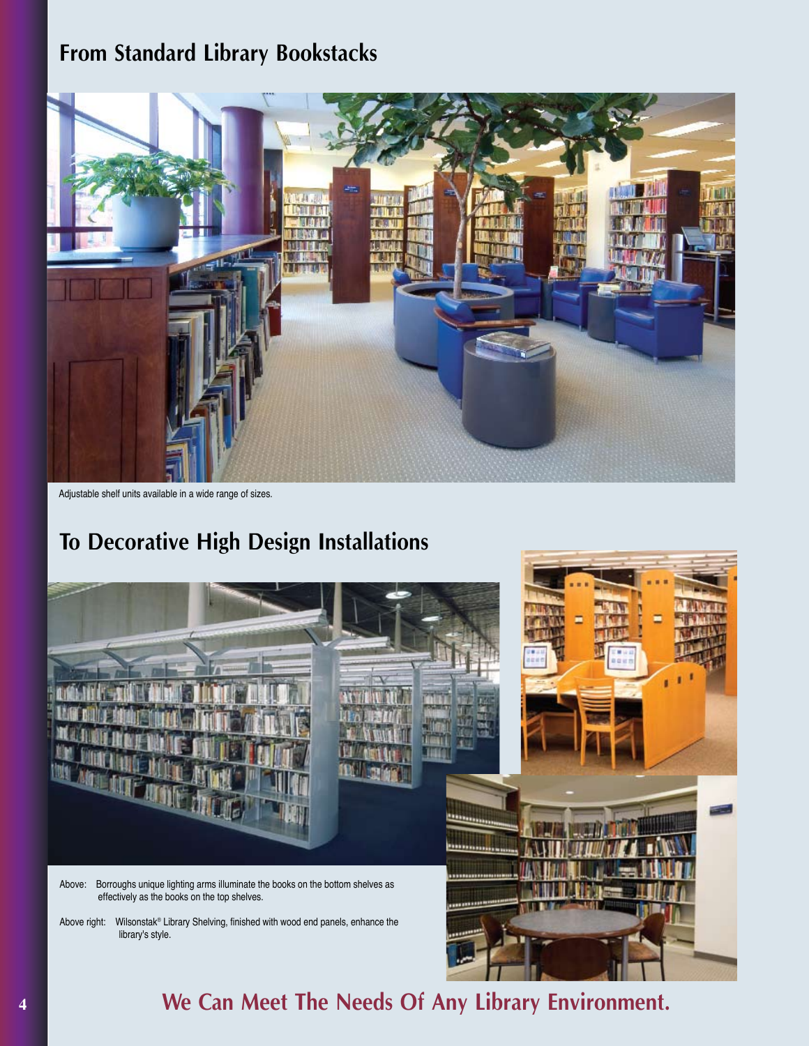## From Standard Library Bookstacks

Adjustable shelf units available in a wide range of sizes.

## To Decorative High Design Installations

Above: Borroughs unique lighting arms illuminate the books on the bottom shelves as effectively as the books on the top shelves.

Above right: Wilsonstak® Library Shelving, finished with wood end panels, enhance the library's style.

**We Can Meet The Needs Of Any Library Environment.**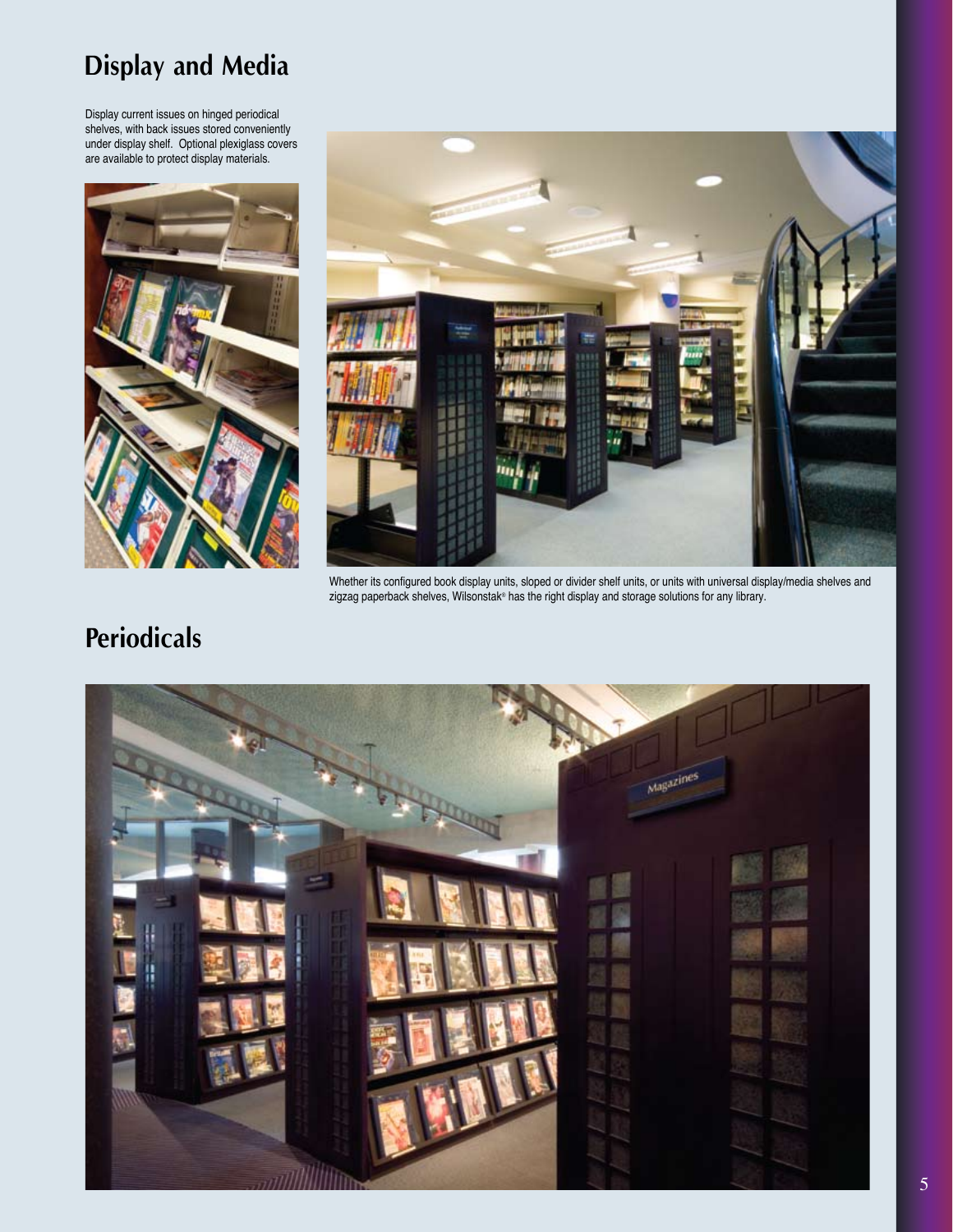# Display and Media

Display current issues on hinged periodical shelves, with back issues stored conveniently under display shelf. Optional plexiglass covers are available to protect display materials.

Whether its configured book display units, sloped or divider shelf units, or units with universal display/media shelves and zigzag paperback shelves, Wilsonstak® has the right display and storage solutions for any library.

# Periodicals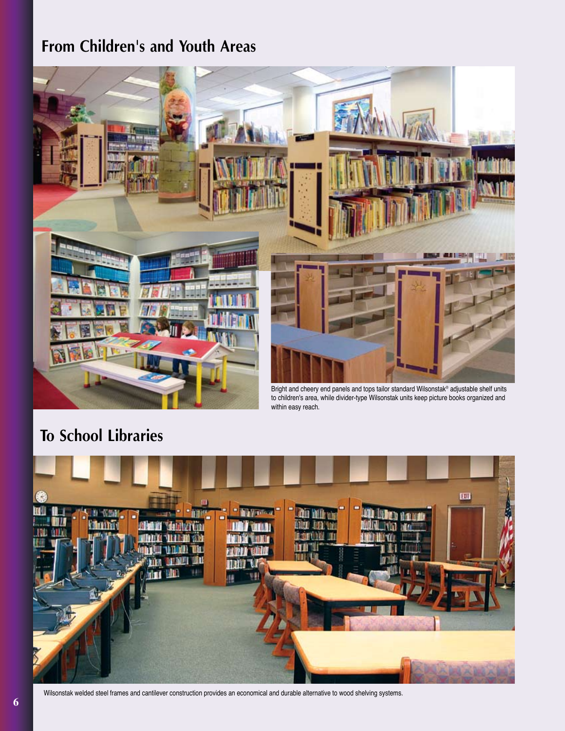## From Children's and Youth Areas

Bright and cheery end panels and tops tailor standard Wilsonstak® adjustable shelf units to children's area, while divider-type Wilsonstak units keep picture books organized and within easy reach.

## To School Libraries

Wilsonstak welded steel frames and cantilever construction provides an economical and durable alternative to wood shelving systems.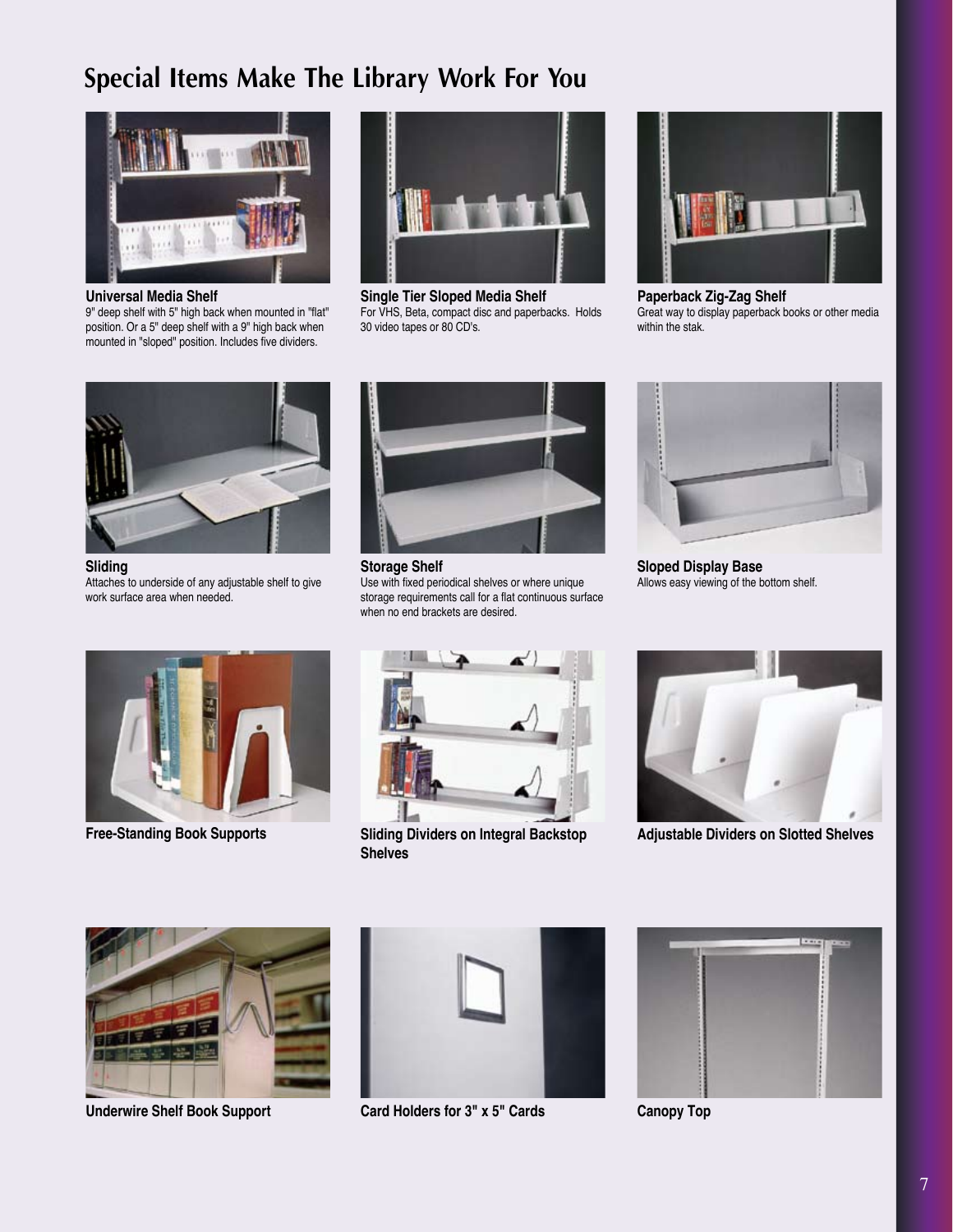# Special Items Make The Library Work For You

**Universal Media Shelf**
9" deep shelf with 5" high back when mounted in "flat" position. Or a 5" deep shelf with a 9" high back when mounted in "sloped" position. Includes five dividers.

**Single Tier Sloped Media Shelf**
For VHS, Beta, compact disc and paperbacks. Holds 30 video tapes or 80 CD's.

**Paperback Zig-Zag Shelf**
Great way to display paperback books or other media within the stak.

**Sliding**
Attaches to underside of any adjustable shelf to give work surface area when needed.

**Storage Shelf**
Use with fixed periodical shelves or where unique storage requirements call for a flat continuous surface when no end brackets are desired.

**Sloped Display Base**
Allows easy viewing of the bottom shelf.

**Free-Standing Book Supports**

**Sliding Dividers on Integral Backstop Shelves**

**Adjustable Dividers on Slotted Shelves**

**Underwire Shelf Book Support**

**Card Holders for 3" x 5" Cards**

**Canopy Top**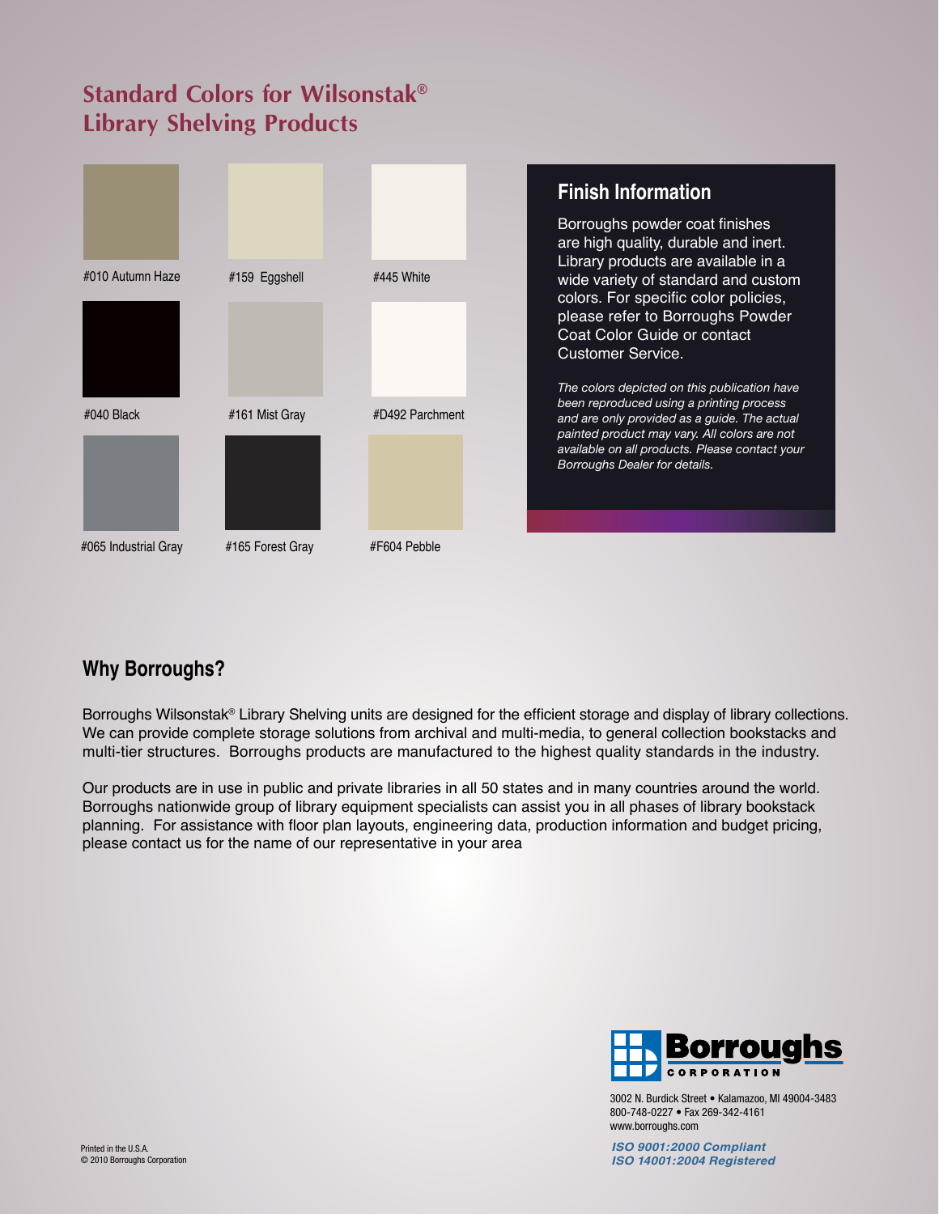# Standard Colors for Wilsonstak® Library Shelving Products

#010 Autumn Haze

#159 Eggshell

#445 White

#040 Black

#161 Mist Gray

#D492 Parchment

#065 Industrial Gray

#165 Forest Gray

#F604 Pebble

## Finish Information

Borroughs powder coat finishes are high quality, durable and inert. Library products are available in a wide variety of standard and custom colors. For specific color policies, please refer to Borroughs Powder Coat Color Guide or contact Customer Service.

*The colors depicted on this publication have been reproduced using a printing process and are only provided as a guide. The actual painted product may vary. All colors are not available on all products. Please contact your Borroughs Dealer for details.*

## Why Borroughs?

Borroughs Wilsonstak® Library Shelving units are designed for the efficient storage and display of library collections. We can provide complete storage solutions from archival and multi-media, to general collection bookstacks and multi-tier structures. Borroughs products are manufactured to the highest quality standards in the industry.

Our products are in use in public and private libraries in all 50 states and in many countries around the world. Borroughs nationwide group of library equipment specialists can assist you in all phases of library bookstack planning. For assistance with floor plan layouts, engineering data, production information and budget pricing, please contact us for the name of our representative in your area

Borroughs CORPORATION

3002 N. Burdick Street • Kalamazoo, MI 49004-3483
800-748-0227 • Fax 269-342-4161
www.borroughs.com

***ISO 9001:2000 Compliant***
***ISO 14001:2004 Registered***

Printed in the U.S.A.
© 2010 Borroughs Corporation